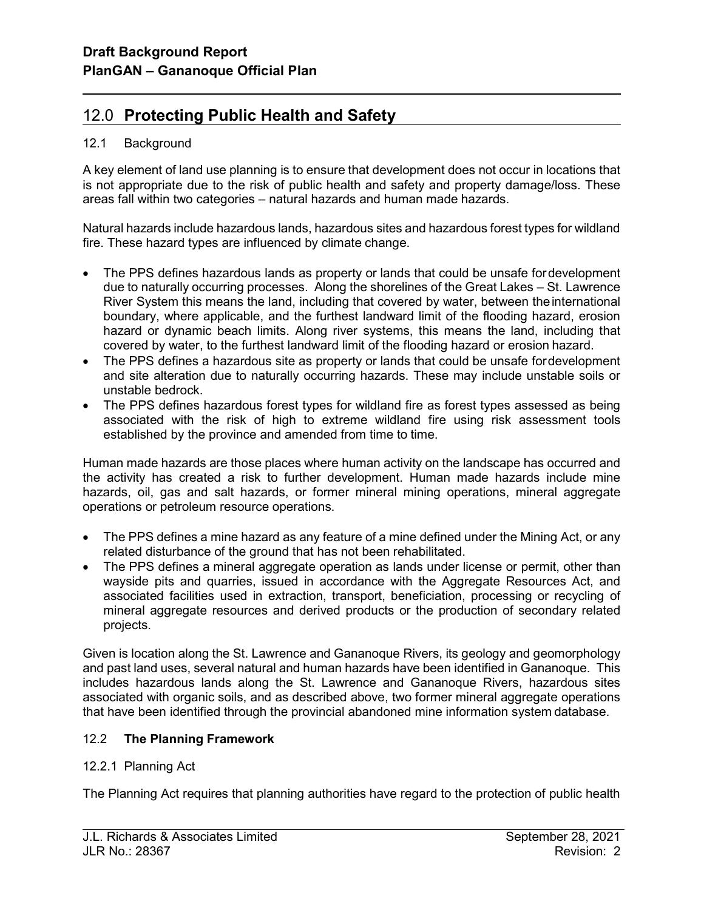## 12.0 **Protecting Public Health and Safety**

### 12.1 Background

A key element of land use planning is to ensure that development does not occur in locations that is not appropriate due to the risk of public health and safety and property damage/loss. These areas fall within two categories – natural hazards and human made hazards.

Natural hazards include hazardous lands, hazardous sites and hazardous forest types for wildland fire. These hazard types are influenced by climate change.

- The PPS defines hazardous lands as property or lands that could be unsafe for development due to naturally occurring processes. Along the shorelines of the Great Lakes – St. Lawrence River System this means the land, including that covered by water, between the international boundary, where applicable, and the furthest landward limit of the flooding hazard, erosion hazard or dynamic beach limits. Along river systems, this means the land, including that covered by water, to the furthest landward limit of the flooding hazard or erosion hazard.
- The PPS defines a hazardous site as property or lands that could be unsafe for development and site alteration due to naturally occurring hazards. These may include unstable soils or unstable bedrock.
- The PPS defines hazardous forest types for wildland fire as forest types assessed as being associated with the risk of high to extreme wildland fire using risk assessment tools established by the province and amended from time to time.

Human made hazards are those places where human activity on the landscape has occurred and the activity has created a risk to further development. Human made hazards include mine hazards, oil, gas and salt hazards, or former mineral mining operations, mineral aggregate operations or petroleum resource operations.

- The PPS defines a mine hazard as any feature of a mine defined under the Mining Act, or any related disturbance of the ground that has not been rehabilitated.
- The PPS defines a mineral aggregate operation as lands under license or permit, other than wayside pits and quarries, issued in accordance with the Aggregate Resources Act, and associated facilities used in extraction, transport, beneficiation, processing or recycling of mineral aggregate resources and derived products or the production of secondary related projects.

Given is location along the St. Lawrence and Gananoque Rivers, its geology and geomorphology and past land uses, several natural and human hazards have been identified in Gananoque. This includes hazardous lands along the St. Lawrence and Gananoque Rivers, hazardous sites associated with organic soils, and as described above, two former mineral aggregate operations that have been identified through the provincial abandoned mine information system database.

### 12.2 **The Planning Framework**

#### 12.2.1 Planning Act

The Planning Act requires that planning authorities have regard to the protection of public health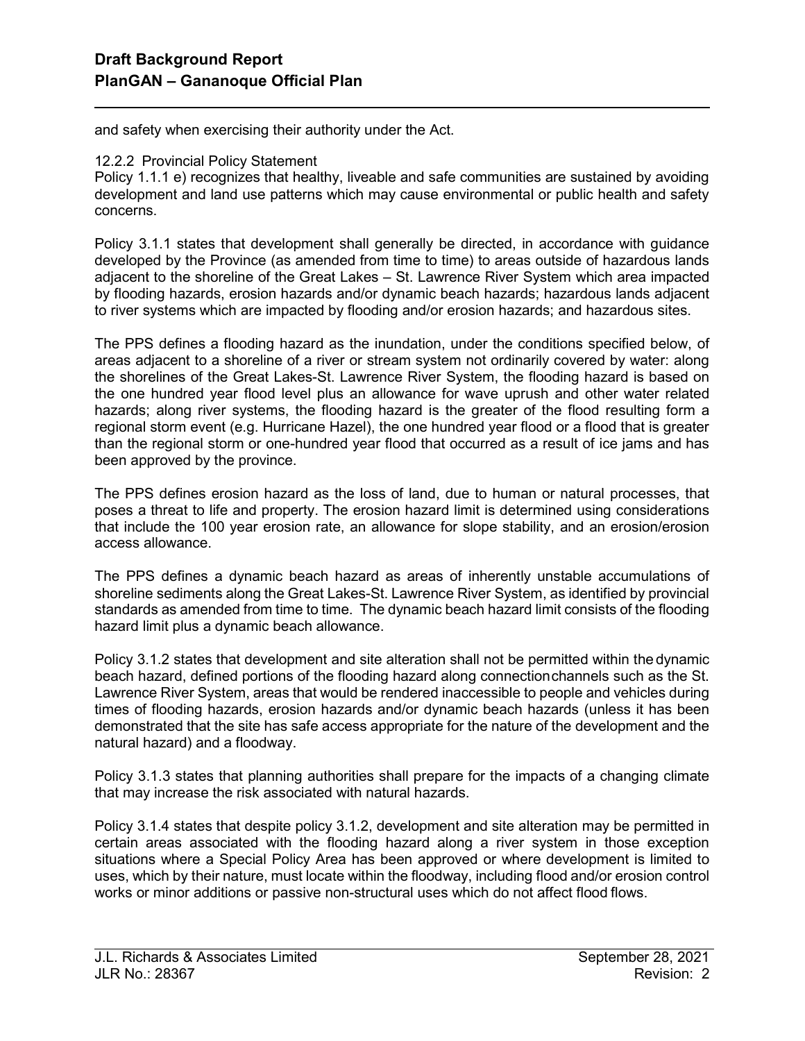and safety when exercising their authority under the Act.

12.2.2 Provincial Policy Statement

Policy 1.1.1 e) recognizes that healthy, liveable and safe communities are sustained by avoiding development and land use patterns which may cause environmental or public health and safety concerns.

Policy 3.1.1 states that development shall generally be directed, in accordance with guidance developed by the Province (as amended from time to time) to areas outside of hazardous lands adjacent to the shoreline of the Great Lakes – St. Lawrence River System which area impacted by flooding hazards, erosion hazards and/or dynamic beach hazards; hazardous lands adjacent to river systems which are impacted by flooding and/or erosion hazards; and hazardous sites.

The PPS defines a flooding hazard as the inundation, under the conditions specified below, of areas adjacent to a shoreline of a river or stream system not ordinarily covered by water: along the shorelines of the Great Lakes-St. Lawrence River System, the flooding hazard is based on the one hundred year flood level plus an allowance for wave uprush and other water related hazards; along river systems, the flooding hazard is the greater of the flood resulting form a regional storm event (e.g. Hurricane Hazel), the one hundred year flood or a flood that is greater than the regional storm or one-hundred year flood that occurred as a result of ice jams and has been approved by the province.

The PPS defines erosion hazard as the loss of land, due to human or natural processes, that poses a threat to life and property. The erosion hazard limit is determined using considerations that include the 100 year erosion rate, an allowance for slope stability, and an erosion/erosion access allowance.

The PPS defines a dynamic beach hazard as areas of inherently unstable accumulations of shoreline sediments along the Great Lakes-St. Lawrence River System, as identified by provincial standards as amended from time to time. The dynamic beach hazard limit consists of the flooding hazard limit plus a dynamic beach allowance.

Policy 3.1.2 states that development and site alteration shall not be permitted within the dynamic beach hazard, defined portions of the flooding hazard along connection channels such as the St. Lawrence River System, areas that would be rendered inaccessible to people and vehicles during times of flooding hazards, erosion hazards and/or dynamic beach hazards (unless it has been demonstrated that the site has safe access appropriate for the nature of the development and the natural hazard) and a floodway.

Policy 3.1.3 states that planning authorities shall prepare for the impacts of a changing climate that may increase the risk associated with natural hazards.

Policy 3.1.4 states that despite policy 3.1.2, development and site alteration may be permitted in certain areas associated with the flooding hazard along a river system in those exception situations where a Special Policy Area has been approved or where development is limited to uses, which by their nature, must locate within the floodway, including flood and/or erosion control works or minor additions or passive non-structural uses which do not affect flood flows.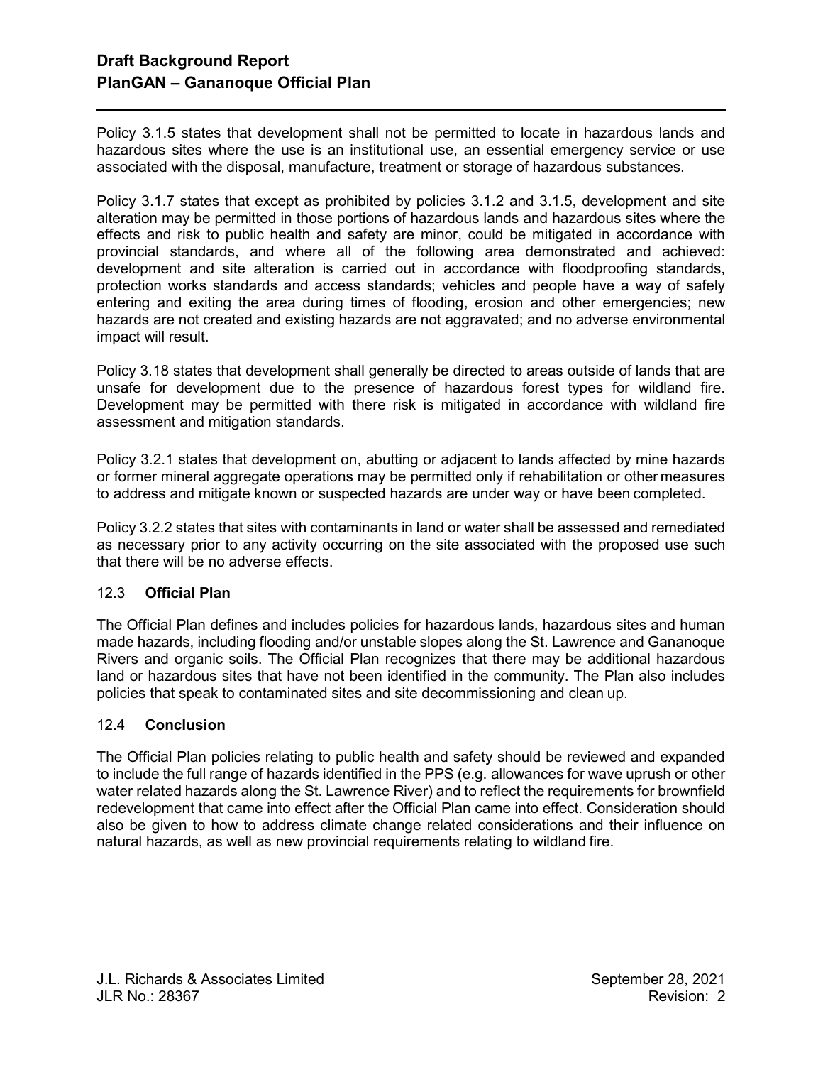Policy 3.1.5 states that development shall not be permitted to locate in hazardous lands and hazardous sites where the use is an institutional use, an essential emergency service or use associated with the disposal, manufacture, treatment or storage of hazardous substances.

Policy 3.1.7 states that except as prohibited by policies 3.1.2 and 3.1.5, development and site alteration may be permitted in those portions of hazardous lands and hazardous sites where the effects and risk to public health and safety are minor, could be mitigated in accordance with provincial standards, and where all of the following area demonstrated and achieved: development and site alteration is carried out in accordance with floodproofing standards, protection works standards and access standards; vehicles and people have a way of safely entering and exiting the area during times of flooding, erosion and other emergencies; new hazards are not created and existing hazards are not aggravated; and no adverse environmental impact will result.

Policy 3.18 states that development shall generally be directed to areas outside of lands that are unsafe for development due to the presence of hazardous forest types for wildland fire. Development may be permitted with there risk is mitigated in accordance with wildland fire assessment and mitigation standards.

Policy 3.2.1 states that development on, abutting or adjacent to lands affected by mine hazards or former mineral aggregate operations may be permitted only if rehabilitation or other measures to address and mitigate known or suspected hazards are under way or have been completed.

Policy 3.2.2 states that sites with contaminants in land or water shall be assessed and remediated as necessary prior to any activity occurring on the site associated with the proposed use such that there will be no adverse effects.

### 12.3 **Official Plan**

The Official Plan defines and includes policies for hazardous lands, hazardous sites and human made hazards, including flooding and/or unstable slopes along the St. Lawrence and Gananoque Rivers and organic soils. The Official Plan recognizes that there may be additional hazardous land or hazardous sites that have not been identified in the community. The Plan also includes policies that speak to contaminated sites and site decommissioning and clean up.

### 12.4 **Conclusion**

The Official Plan policies relating to public health and safety should be reviewed and expanded to include the full range of hazards identified in the PPS (e.g. allowances for wave uprush or other water related hazards along the St. Lawrence River) and to reflect the requirements for brownfield redevelopment that came into effect after the Official Plan came into effect. Consideration should also be given to how to address climate change related considerations and their influence on natural hazards, as well as new provincial requirements relating to wildland fire.